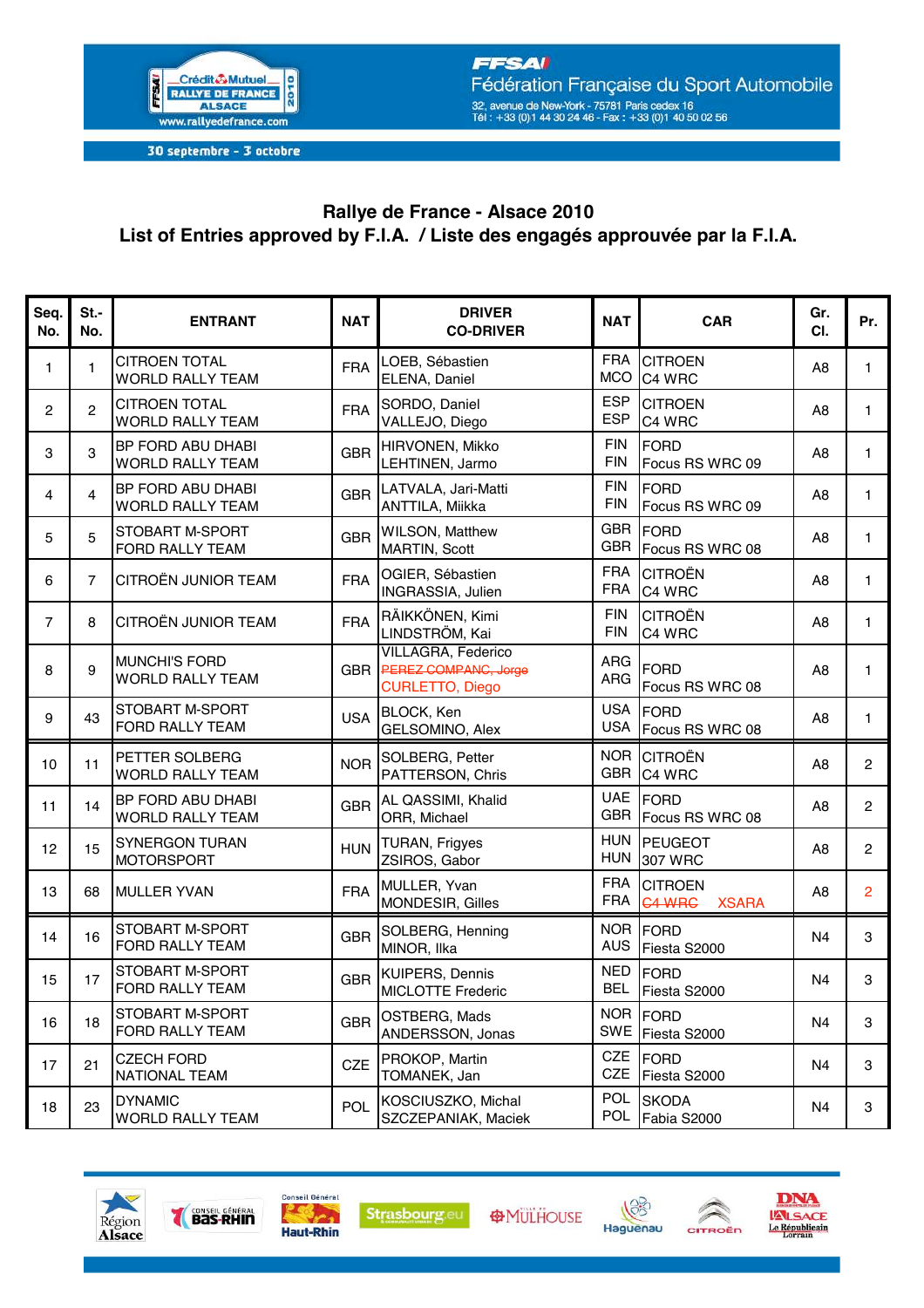# Rallye de France - Alsace 2010

## List of Entries approved by F.I.A. / Liste des engagés approuvée par la F.I.A.

| Seq. No. | St.- No. | ENTRANT | NAT | DRIVER CO-DRIVER | NAT | CAR | Gr. Cl. | Pr. |
|---|---|---|---|---|---|---|---|---|
| 1 | 1 | CITROEN TOTAL WORLD RALLY TEAM | FRA | LOEB, Sébastien<br>ELENA, Daniel | FRA<br>MCO | CITROEN<br>C4 WRC | A8 | 1 |
| 2 | 2 | CITROEN TOTAL WORLD RALLY TEAM | FRA | SORDO, Daniel<br>VALLEJO, Diego | ESP<br>ESP | CITROEN<br>C4 WRC | A8 | 1 |
| 3 | 3 | BP FORD ABU DHABI WORLD RALLY TEAM | GBR | HIRVONEN, Mikko<br>LEHTINEN, Jarmo | FIN<br>FIN | FORD<br>Focus RS WRC 09 | A8 | 1 |
| 4 | 4 | BP FORD ABU DHABI WORLD RALLY TEAM | GBR | LATVALA, Jari-Matti<br>ANTTILA, Miikka | FIN<br>FIN | FORD<br>Focus RS WRC 09 | A8 | 1 |
| 5 | 5 | STOBART M-SPORT FORD RALLY TEAM | GBR | WILSON, Matthew<br>MARTIN, Scott | GBR<br>GBR | FORD<br>Focus RS WRC 08 | A8 | 1 |
| 6 | 7 | CITROËN JUNIOR TEAM | FRA | OGIER, Sébastien<br>INGRASSIA, Julien | FRA<br>FRA | CITROËN<br>C4 WRC | A8 | 1 |
| 7 | 8 | CITROËN JUNIOR TEAM | FRA | RÄIKKÖNEN, Kimi<br>LINDSTRÖM, Kai | FIN<br>FIN | CITROËN<br>C4 WRC | A8 | 1 |
| 8 | 9 | MUNCHI'S FORD WORLD RALLY TEAM | GBR | VILLAGRA, Federico<br>~~PEREZ COMPANC, Jorge~~<br>CURLETTO, Diego | ARG<br>ARG | FORD<br>Focus RS WRC 08 | A8 | 1 |
| 9 | 43 | STOBART M-SPORT FORD RALLY TEAM | USA | BLOCK, Ken<br>GELSOMINO, Alex | USA<br>USA | FORD<br>Focus RS WRC 08 | A8 | 1 |
| 10 | 11 | PETTER SOLBERG WORLD RALLY TEAM | NOR | SOLBERG, Petter<br>PATTERSON, Chris | NOR<br>GBR | CITROËN<br>C4 WRC | A8 | 2 |
| 11 | 14 | BP FORD ABU DHABI WORLD RALLY TEAM | GBR | AL QASSIMI, Khalid<br>ORR, Michael | UAE<br>GBR | FORD<br>Focus RS WRC 08 | A8 | 2 |
| 12 | 15 | SYNERGON TURAN MOTORSPORT | HUN | TURAN, Frigyes<br>ZSIROS, Gabor | HUN<br>HUN | PEUGEOT<br>307 WRC | A8 | 2 |
| 13 | 68 | MULLER YVAN | FRA | MULLER, Yvan<br>MONDESIR, Gilles | FRA<br>FRA | CITROEN<br>~~C4 WRC~~ XSARA | A8 | 2 |
| 14 | 16 | STOBART M-SPORT FORD RALLY TEAM | GBR | SOLBERG, Henning<br>MINOR, Ilka | NOR<br>AUS | FORD<br>Fiesta S2000 | N4 | 3 |
| 15 | 17 | STOBART M-SPORT FORD RALLY TEAM | GBR | KUIPERS, Dennis<br>MICLOTTE Frederic | NED<br>BEL | FORD<br>Fiesta S2000 | N4 | 3 |
| 16 | 18 | STOBART M-SPORT FORD RALLY TEAM | GBR | OSTBERG, Mads<br>ANDERSSON, Jonas | NOR<br>SWE | FORD<br>Fiesta S2000 | N4 | 3 |
| 17 | 21 | CZECH FORD NATIONAL TEAM | CZE | PROKOP, Martin<br>TOMANEK, Jan | CZE<br>CZE | FORD<br>Fiesta S2000 | N4 | 3 |
| 18 | 23 | DYNAMIC WORLD RALLY TEAM | POL | KOSCIUSZKO, Michal<br>SZCZEPANIAK, Maciek | POL<br>POL | SKODA<br>Fabia S2000 | N4 | 3 |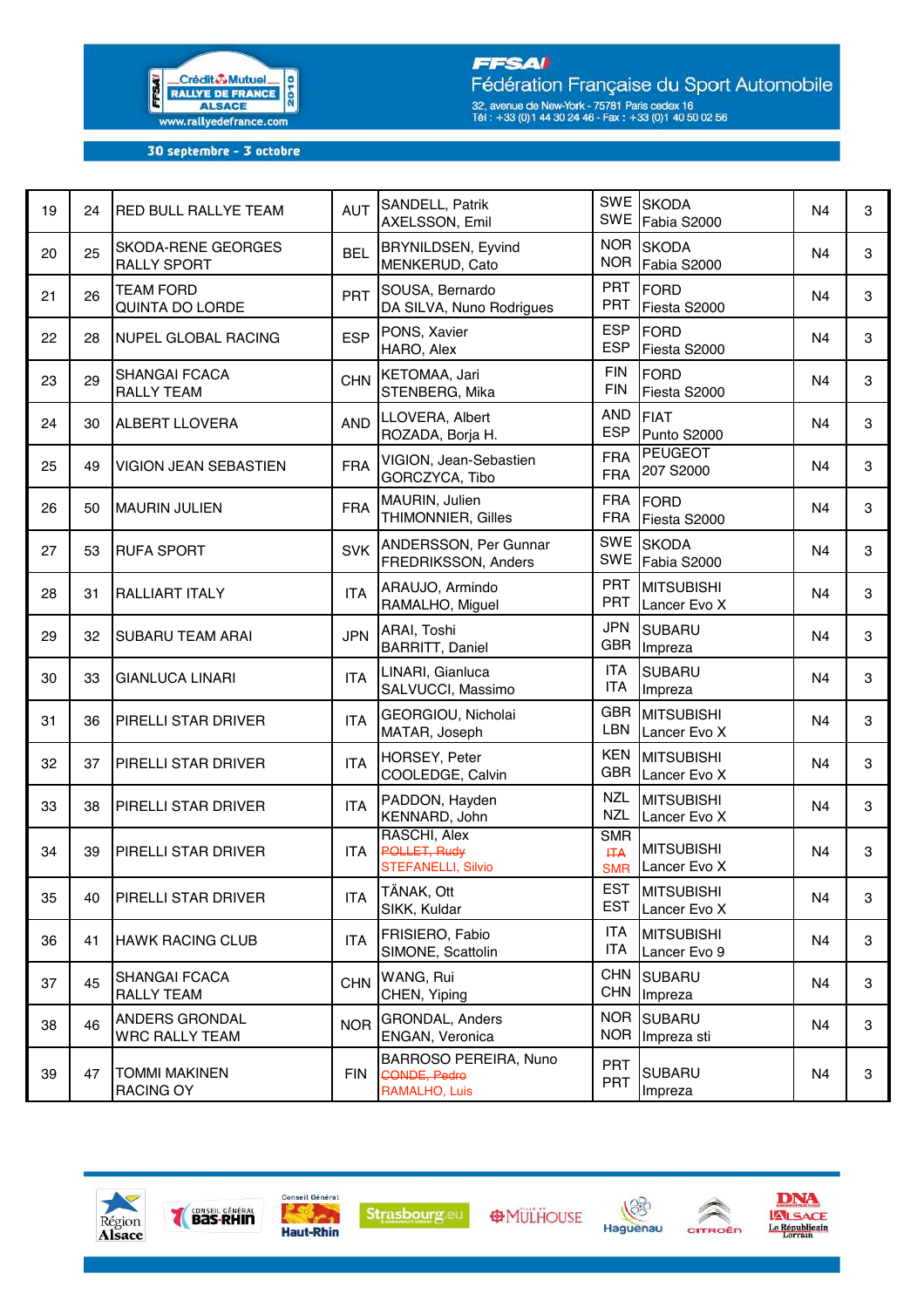| | | | | | | | | |
|---|---|---|---|---|---|---|---|---|
| 19 | 24 | RED BULL RALLYE TEAM | AUT | SANDELL, Patrik<br>AXELSSON, Emil | SWE<br>SWE | SKODA<br>Fabia S2000 | N4 | 3 |
| 20 | 25 | SKODA-RENE GEORGES RALLY SPORT | BEL | BRYNILDSEN, Eyvind<br>MENKERUD, Cato | NOR<br>NOR | SKODA<br>Fabia S2000 | N4 | 3 |
| 21 | 26 | TEAM FORD QUINTA DO LORDE | PRT | SOUSA, Bernardo<br>DA SILVA, Nuno Rodrigues | PRT<br>PRT | FORD<br>Fiesta S2000 | N4 | 3 |
| 22 | 28 | NUPEL GLOBAL RACING | ESP | PONS, Xavier<br>HARO, Alex | ESP<br>ESP | FORD<br>Fiesta S2000 | N4 | 3 |
| 23 | 29 | SHANGAI FCACA RALLY TEAM | CHN | KETOMAA, Jari<br>STENBERG, Mika | FIN<br>FIN | FORD<br>Fiesta S2000 | N4 | 3 |
| 24 | 30 | ALBERT LLOVERA | AND | LLOVERA, Albert<br>ROZADA, Borja H. | AND<br>ESP | FIAT<br>Punto S2000 | N4 | 3 |
| 25 | 49 | VIGION JEAN SEBASTIEN | FRA | VIGION, Jean-Sebastien<br>GORCZYCA, Tibo | FRA<br>FRA | PEUGEOT<br>207 S2000 | N4 | 3 |
| 26 | 50 | MAURIN JULIEN | FRA | MAURIN, Julien<br>THIMONNIER, Gilles | FRA<br>FRA | FORD<br>Fiesta S2000 | N4 | 3 |
| 27 | 53 | RUFA SPORT | SVK | ANDERSSON, Per Gunnar<br>FREDRIKSSON, Anders | SWE<br>SWE | SKODA<br>Fabia S2000 | N4 | 3 |
| 28 | 31 | RALLIART ITALY | ITA | ARAUJO, Armindo<br>RAMALHO, Miguel | PRT<br>PRT | MITSUBISHI<br>Lancer Evo X | N4 | 3 |
| 29 | 32 | SUBARU TEAM ARAI | JPN | ARAI, Toshi<br>BARRITT, Daniel | JPN<br>GBR | SUBARU<br>Impreza | N4 | 3 |
| 30 | 33 | GIANLUCA LINARI | ITA | LINARI, Gianluca<br>SALVUCCI, Massimo | ITA<br>ITA | SUBARU<br>Impreza | N4 | 3 |
| 31 | 36 | PIRELLI STAR DRIVER | ITA | GEORGIOU, Nicholai<br>MATAR, Joseph | GBR<br>LBN | MITSUBISHI<br>Lancer Evo X | N4 | 3 |
| 32 | 37 | PIRELLI STAR DRIVER | ITA | HORSEY, Peter<br>COOLEDGE, Calvin | KEN<br>GBR | MITSUBISHI<br>Lancer Evo X | N4 | 3 |
| 33 | 38 | PIRELLI STAR DRIVER | ITA | PADDON, Hayden<br>KENNARD, John | NZL<br>NZL | MITSUBISHI<br>Lancer Evo X | N4 | 3 |
| 34 | 39 | PIRELLI STAR DRIVER | ITA | RASCHI, Alex<br>~~POLLET, Rudy~~<br>STEFANELLI, Silvio | SMR<br>~~ITA~~<br>SMR | MITSUBISHI<br>Lancer Evo X | N4 | 3 |
| 35 | 40 | PIRELLI STAR DRIVER | ITA | TÄNAK, Ott<br>SIKK, Kuldar | EST<br>EST | MITSUBISHI<br>Lancer Evo X | N4 | 3 |
| 36 | 41 | HAWK RACING CLUB | ITA | FRISIERO, Fabio<br>SIMONE, Scattolin | ITA<br>ITA | MITSUBISHI<br>Lancer Evo 9 | N4 | 3 |
| 37 | 45 | SHANGAI FCACA RALLY TEAM | CHN | WANG, Rui<br>CHEN, Yiping | CHN<br>CHN | SUBARU<br>Impreza | N4 | 3 |
| 38 | 46 | ANDERS GRONDAL WRC RALLY TEAM | NOR | GRONDAL, Anders<br>ENGAN, Veronica | NOR<br>NOR | SUBARU<br>Impreza sti | N4 | 3 |
| 39 | 47 | TOMMI MAKINEN RACING OY | FIN | BARROSO PEREIRA, Nuno<br>~~CONDE, Pedro~~<br>RAMALHO, Luis | PRT<br>PRT | SUBARU<br>Impreza | N4 | 3 |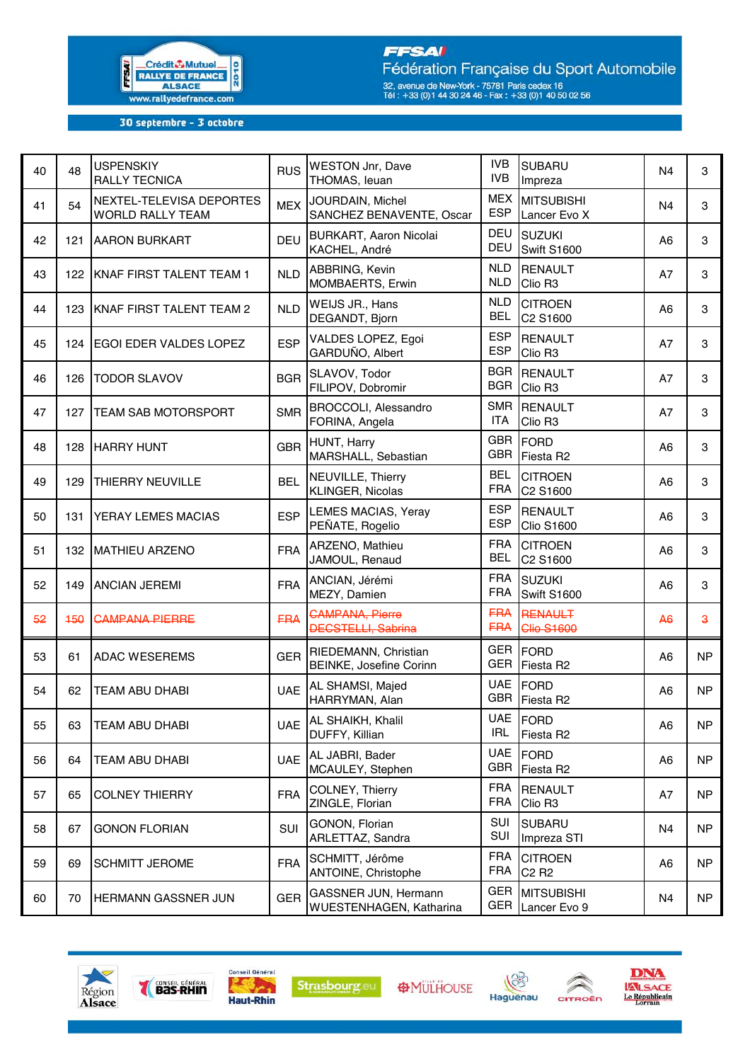| | | | | | | | | |
|---|---|---|---|---|---|---|---|---|
| 40 | 48 | USPENSKIY RALLY TECNICA | RUS | WESTON Jnr, Dave<br>THOMAS, Ieuan | IVB<br>IVB | SUBARU<br>Impreza | N4 | 3 |
| 41 | 54 | NEXTEL-TELEVISA DEPORTES WORLD RALLY TEAM | MEX | JOURDAIN, Michel<br>SANCHEZ BENAVENTE, Oscar | MEX<br>ESP | MITSUBISHI<br>Lancer Evo X | N4 | 3 |
| 42 | 121 | AARON BURKART | DEU | BURKART, Aaron Nicolai<br>KACHEL, André | DEU<br>DEU | SUZUKI<br>Swift S1600 | A6 | 3 |
| 43 | 122 | KNAF FIRST TALENT TEAM 1 | NLD | ABBRING, Kevin<br>MOMBAERTS, Erwin | NLD<br>NLD | RENAULT<br>Clio R3 | A7 | 3 |
| 44 | 123 | KNAF FIRST TALENT TEAM 2 | NLD | WEIJS JR., Hans<br>DEGANDT, Bjorn | NLD<br>BEL | CITROEN<br>C2 S1600 | A6 | 3 |
| 45 | 124 | EGOI EDER VALDES LOPEZ | ESP | VALDES LOPEZ, Egoi<br>GARDUÑO, Albert | ESP<br>ESP | RENAULT<br>Clio R3 | A7 | 3 |
| 46 | 126 | TODOR SLAVOV | BGR | SLAVOV, Todor<br>FILIPOV, Dobromir | BGR<br>BGR | RENAULT<br>Clio R3 | A7 | 3 |
| 47 | 127 | TEAM SAB MOTORSPORT | SMR | BROCCOLI, Alessandro<br>FORINA, Angela | SMR<br>ITA | RENAULT<br>Clio R3 | A7 | 3 |
| 48 | 128 | HARRY HUNT | GBR | HUNT, Harry<br>MARSHALL, Sebastian | GBR<br>GBR | FORD<br>Fiesta R2 | A6 | 3 |
| 49 | 129 | THIERRY NEUVILLE | BEL | NEUVILLE, Thierry<br>KLINGER, Nicolas | BEL<br>FRA | CITROEN<br>C2 S1600 | A6 | 3 |
| 50 | 131 | YERAY LEMES MACIAS | ESP | LEMES MACIAS, Yeray<br>PEÑATE, Rogelio | ESP<br>ESP | RENAULT<br>Clio S1600 | A6 | 3 |
| 51 | 132 | MATHIEU ARZENO | FRA | ARZENO, Mathieu<br>JAMOUL, Renaud | FRA<br>BEL | CITROEN<br>C2 S1600 | A6 | 3 |
| 52 | 149 | ANCIAN JEREMI | FRA | ANCIAN, Jérémi<br>MEZY, Damien | FRA<br>FRA | SUZUKI<br>Swift S1600 | A6 | 3 |
| ~~52~~ | ~~150~~ | ~~CAMPANA PIERRE~~ | ~~FRA~~ | ~~CAMPANA, Pierre~~<br>~~DECSTELLI, Sabrina~~ | ~~FRA~~<br>~~FRA~~ | ~~RENAULT~~<br>~~Clio S1600~~ | ~~A6~~ | ~~3~~ |
| 53 | 61 | ADAC WESEREMS | GER | RIEDEMANN, Christian<br>BEINKE, Josefine Corinn | GER<br>GER | FORD<br>Fiesta R2 | A6 | NP |
| 54 | 62 | TEAM ABU DHABI | UAE | AL SHAMSI, Majed<br>HARRYMAN, Alan | UAE<br>GBR | FORD<br>Fiesta R2 | A6 | NP |
| 55 | 63 | TEAM ABU DHABI | UAE | AL SHAIKH, Khalil<br>DUFFY, Killian | UAE<br>IRL | FORD<br>Fiesta R2 | A6 | NP |
| 56 | 64 | TEAM ABU DHABI | UAE | AL JABRI, Bader<br>MCAULEY, Stephen | UAE<br>GBR | FORD<br>Fiesta R2 | A6 | NP |
| 57 | 65 | COLNEY THIERRY | FRA | COLNEY, Thierry<br>ZINGLE, Florian | FRA<br>FRA | RENAULT<br>Clio R3 | A7 | NP |
| 58 | 67 | GONON FLORIAN | SUI | GONON, Florian<br>ARLETTAZ, Sandra | SUI<br>SUI | SUBARU<br>Impreza STI | N4 | NP |
| 59 | 69 | SCHMITT JEROME | FRA | SCHMITT, Jérôme<br>ANTOINE, Christophe | FRA<br>FRA | CITROEN<br>C2 R2 | A6 | NP |
| 60 | 70 | HERMANN GASSNER JUN | GER | GASSNER JUN, Hermann<br>WUESTENHAGEN, Katharina | GER<br>GER | MITSUBISHI<br>Lancer Evo 9 | N4 | NP |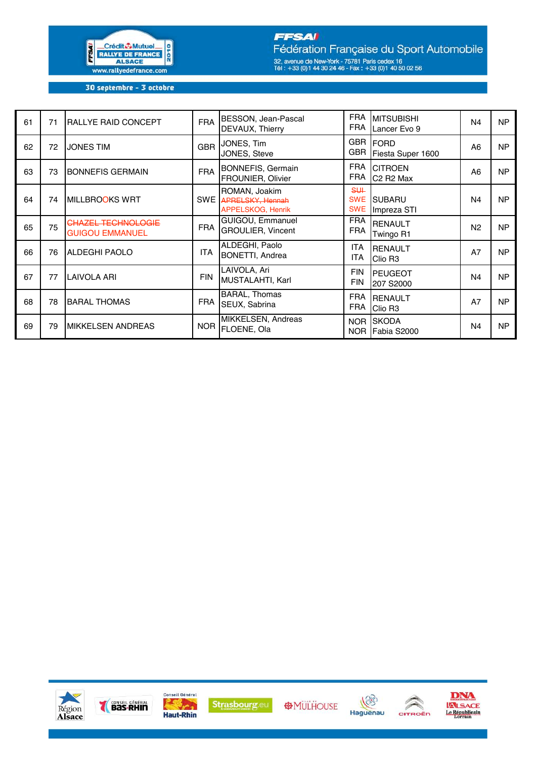30 septembre - 3 octobre

| | | | | | | | | |
|---|---|---|---|---|---|---|---|---|
| 61 | 71 | RALLYE RAID CONCEPT | FRA | BESSON, Jean-Pascal<br>DEVAUX, Thierry | FRA<br>FRA | MITSUBISHI<br>Lancer Evo 9 | N4 | NP |
| 62 | 72 | JONES TIM | GBR | JONES, Tim<br>JONES, Steve | GBR<br>GBR | FORD<br>Fiesta Super 1600 | A6 | NP |
| 63 | 73 | BONNEFIS GERMAIN | FRA | BONNEFIS, Germain<br>FROUNIER, Olivier | FRA<br>FRA | CITROEN<br>C2 R2 Max | A6 | NP |
| 64 | 74 | MILLBROOKS WRT | SWE | ROMAN, Joakim<br>~~APRELSKY, Hennah~~<br>APPELSKOG, Henrik | ~~SUI~~<br>SWE<br>SWE | SUBARU<br>Impreza STI | N4 | NP |
| 65 | 75 | ~~CHAZEL TECHNOLOGIE~~<br>GUIGOU EMMANUEL | FRA | GUIGOU, Emmanuel<br>GROULIER, Vincent | FRA<br>FRA | RENAULT<br>Twingo R1 | N2 | NP |
| 66 | 76 | ALDEGHI PAOLO | ITA | ALDEGHI, Paolo<br>BONETTI, Andrea | ITA<br>ITA | RENAULT<br>Clio R3 | A7 | NP |
| 67 | 77 | LAIVOLA ARI | FIN | LAIVOLA, Ari<br>MUSTALAHTI, Karl | FIN<br>FIN | PEUGEOT<br>207 S2000 | N4 | NP |
| 68 | 78 | BARAL THOMAS | FRA | BARAL, Thomas<br>SEUX, Sabrina | FRA<br>FRA | RENAULT<br>Clio R3 | A7 | NP |
| 69 | 79 | MIKKELSEN ANDREAS | NOR | MIKKELSEN, Andreas<br>FLOENE, Ola | NOR<br>NOR | SKODA<br>Fabia S2000 | N4 | NP |